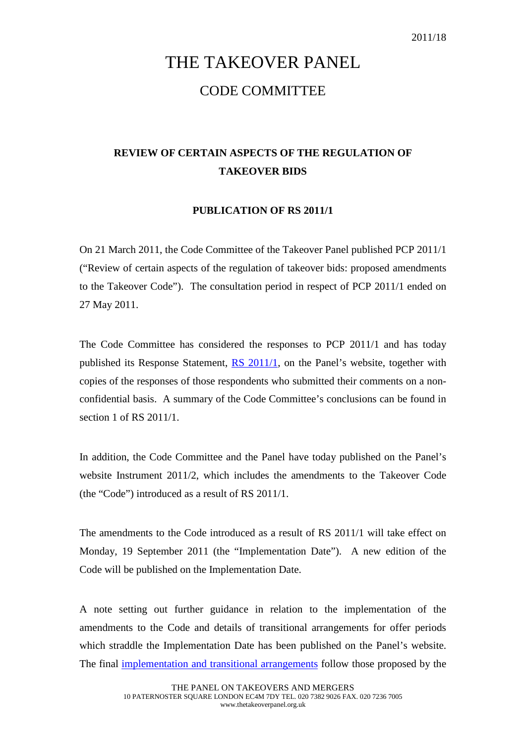2011/18

# THE TAKEOVER PANEL

## CODE COMMITTEE

**REVIEW OF CERTAIN ASPECTS OF THE REGULATION OF TAKEOVER BIDS**

**PUBLICATION OF RS 2011/1**

On 21 March 2011, the Code Committee of the Takeover Panel published PCP 2011/1 ("Review of certain aspects of the regulation of takeover bids: proposed amendments to the Takeover Code"). The consultation period in respect of PCP 2011/1 ended on 27 May 2011.

The Code Committee has considered the responses to PCP 2011/1 and has today published its Response Statement, RS 2011/1, on the Panel's website, together with copies of the responses of those respondents who submitted their comments on a non-confidential basis. A summary of the Code Committee's conclusions can be found in section 1 of RS 2011/1.

In addition, the Code Committee and the Panel have today published on the Panel's website Instrument 2011/2, which includes the amendments to the Takeover Code (the "Code") introduced as a result of RS 2011/1.

The amendments to the Code introduced as a result of RS 2011/1 will take effect on Monday, 19 September 2011 (the "Implementation Date"). A new edition of the Code will be published on the Implementation Date.

A note setting out further guidance in relation to the implementation of the amendments to the Code and details of transitional arrangements for offer periods which straddle the Implementation Date has been published on the Panel's website. The final implementation and transitional arrangements follow those proposed by the

THE PANEL ON TAKEOVERS AND MERGERS
10 PATERNOSTER SQUARE LONDON EC4M 7DY TEL. 020 7382 9026 FAX. 020 7236 7005
www.thetakeoverpanel.org.uk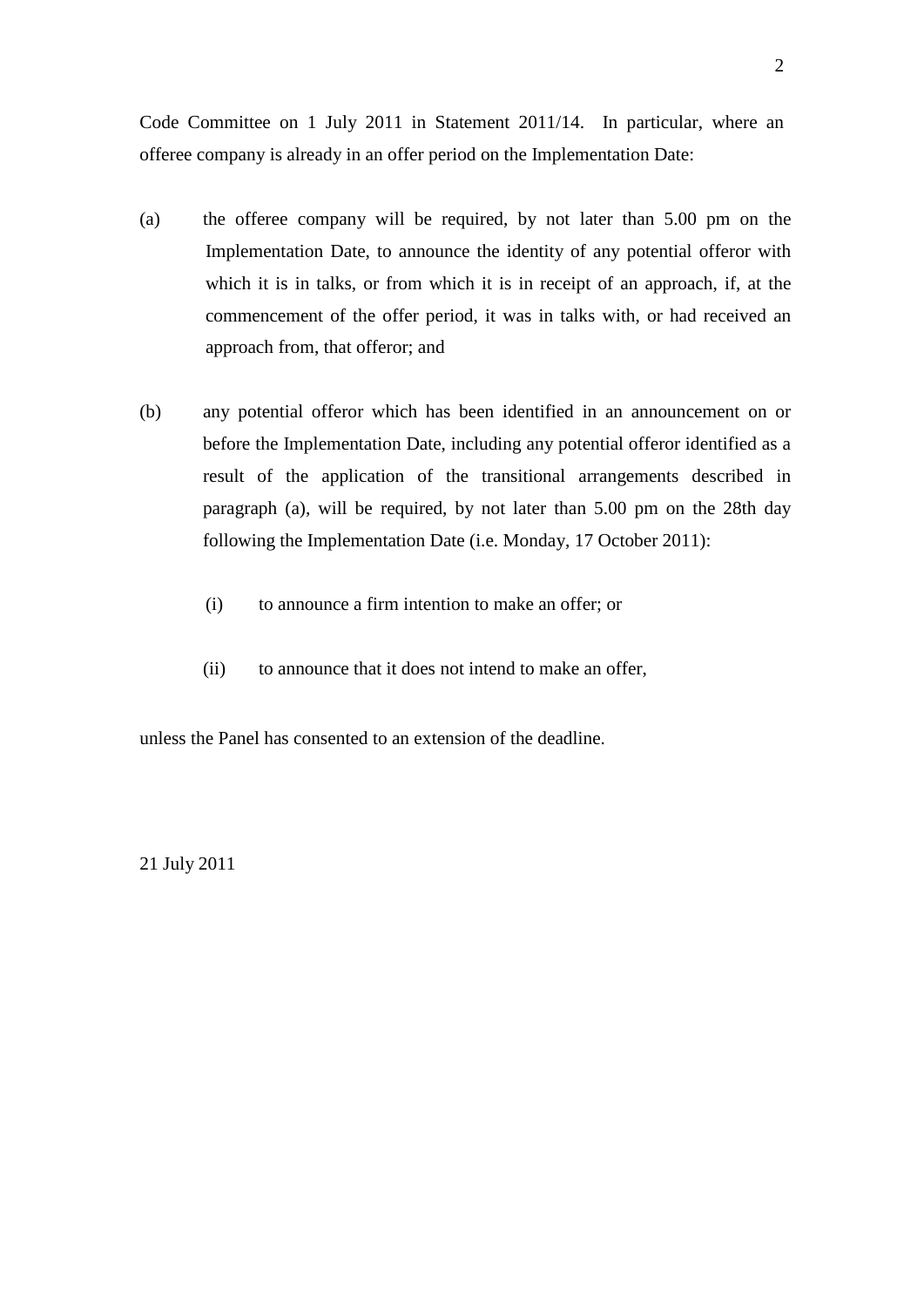Code Committee on 1 July 2011 in Statement 2011/14. In particular, where an offeree company is already in an offer period on the Implementation Date:

(a) the offeree company will be required, by not later than 5.00 pm on the Implementation Date, to announce the identity of any potential offeror with which it is in talks, or from which it is in receipt of an approach, if, at the commencement of the offer period, it was in talks with, or had received an approach from, that offeror; and

(b) any potential offeror which has been identified in an announcement on or before the Implementation Date, including any potential offeror identified as a result of the application of the transitional arrangements described in paragraph (a), will be required, by not later than 5.00 pm on the 28th day following the Implementation Date (i.e. Monday, 17 October 2011):

  (i) to announce a firm intention to make an offer; or

  (ii) to announce that it does not intend to make an offer,

unless the Panel has consented to an extension of the deadline.

21 July 2011